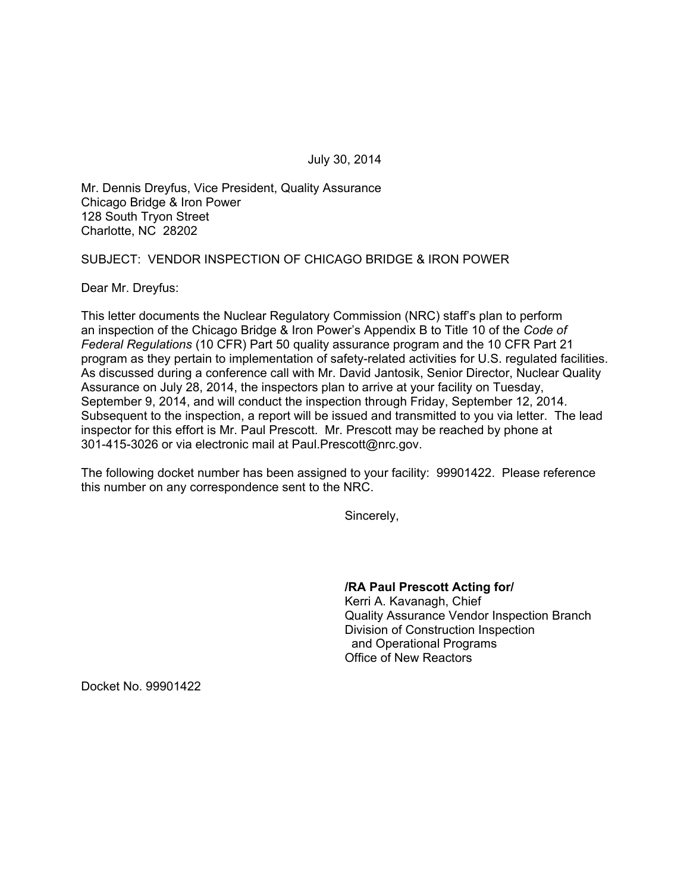July 30, 2014

Mr. Dennis Dreyfus, Vice President, Quality Assurance
Chicago Bridge & Iron Power
128 South Tryon Street
Charlotte, NC 28202

SUBJECT: VENDOR INSPECTION OF CHICAGO BRIDGE & IRON POWER

Dear Mr. Dreyfus:

This letter documents the Nuclear Regulatory Commission (NRC) staff's plan to perform an inspection of the Chicago Bridge & Iron Power's Appendix B to Title 10 of the *Code of Federal Regulations* (10 CFR) Part 50 quality assurance program and the 10 CFR Part 21 program as they pertain to implementation of safety-related activities for U.S. regulated facilities. As discussed during a conference call with Mr. David Jantosik, Senior Director, Nuclear Quality Assurance on July 28, 2014, the inspectors plan to arrive at your facility on Tuesday, September 9, 2014, and will conduct the inspection through Friday, September 12, 2014. Subsequent to the inspection, a report will be issued and transmitted to you via letter. The lead inspector for this effort is Mr. Paul Prescott. Mr. Prescott may be reached by phone at 301-415-3026 or via electronic mail at Paul.Prescott@nrc.gov.

The following docket number has been assigned to your facility: 99901422. Please reference this number on any correspondence sent to the NRC.

Sincerely,

**/RA Paul Prescott Acting for/**
Kerri A. Kavanagh, Chief
Quality Assurance Vendor Inspection Branch
Division of Construction Inspection
and Operational Programs
Office of New Reactors

Docket No. 99901422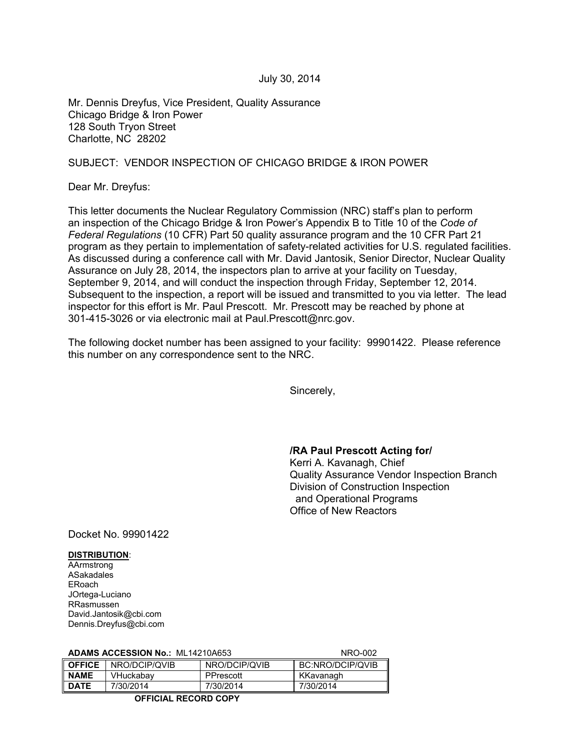July 30, 2014

Mr. Dennis Dreyfus, Vice President, Quality Assurance
Chicago Bridge & Iron Power
128 South Tryon Street
Charlotte, NC 28202

SUBJECT: VENDOR INSPECTION OF CHICAGO BRIDGE & IRON POWER

Dear Mr. Dreyfus:

This letter documents the Nuclear Regulatory Commission (NRC) staff's plan to perform an inspection of the Chicago Bridge & Iron Power's Appendix B to Title 10 of the *Code of Federal Regulations* (10 CFR) Part 50 quality assurance program and the 10 CFR Part 21 program as they pertain to implementation of safety-related activities for U.S. regulated facilities. As discussed during a conference call with Mr. David Jantosik, Senior Director, Nuclear Quality Assurance on July 28, 2014, the inspectors plan to arrive at your facility on Tuesday, September 9, 2014, and will conduct the inspection through Friday, September 12, 2014. Subsequent to the inspection, a report will be issued and transmitted to you via letter. The lead inspector for this effort is Mr. Paul Prescott. Mr. Prescott may be reached by phone at 301-415-3026 or via electronic mail at Paul.Prescott@nrc.gov.

The following docket number has been assigned to your facility: 99901422. Please reference this number on any correspondence sent to the NRC.

Sincerely,

**/RA Paul Prescott Acting for/**
Kerri A. Kavanagh, Chief
Quality Assurance Vendor Inspection Branch
Division of Construction Inspection
and Operational Programs
Office of New Reactors

Docket No. 99901422

**DISTRIBUTION**:
AArmstrong
ASakadales
ERoach
JOrtega-Luciano
RRasmussen
David.Jantosik@cbi.com
Dennis.Dreyfus@cbi.com

**ADAMS ACCESSION No.:** ML14210A653 NRO-002

| | | | |
|---|---|---|---|
| **OFFICE** | NRO/DCIP/QVIB | NRO/DCIP/QVIB | BC:NRO/DCIP/QVIB |
| **NAME** | VHuckabay | PPrescott | KKavanagh |
| **DATE** | 7/30/2014 | 7/30/2014 | 7/30/2014 |

**OFFICIAL RECORD COPY**